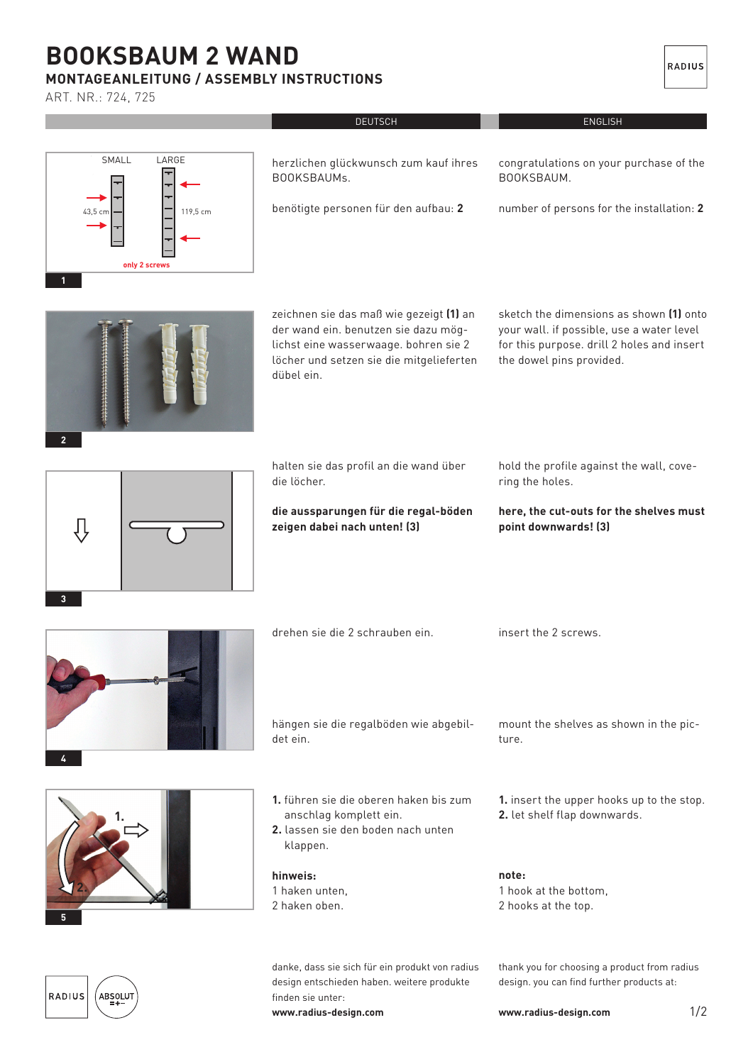# BOOKSBAUM 2 WAND

## MONTAGEANLEITUNG / ASSEMBLY INSTRUCTIONS

ART. NR.: 724, 725

RADIUS

| DEUTSCH | ENGLISH |
|---|---|
| herzlichen glückwunsch zum kauf ihres BOOKSBAUMs. | congratulations on your purchase of the BOOKSBAUM. |
| benötigte personen für den aufbau: **2** | number of persons for the installation: **2** |

SMALL — LARGE

43,5 cm — 119,5 cm

only 2 screws

**1**

| DEUTSCH | ENGLISH |
|---|---|
| zeichnen sie das maß wie gezeigt **(1)** an der wand ein. benutzen sie dazu möglichst eine wasserwaage. bohren sie 2 löcher und setzen sie die mitgelieferten dübel ein. | sketch the dimensions as shown **(1)** onto your wall. if possible, use a water level for this purpose. drill 2 holes and insert the dowel pins provided. |

**2**

| DEUTSCH | ENGLISH |
|---|---|
| halten sie das profil an die wand über die löcher. | hold the profile against the wall, covering the holes. |
| **die aussparungen für die regal-böden zeigen dabei nach unten! (3)** | **here, the cut-outs for the shelves must point downwards! (3)** |

**3**

| DEUTSCH | ENGLISH |
|---|---|
| drehen sie die 2 schrauben ein. | insert the 2 screws. |
| hängen sie die regalböden wie abgebildet ein. | mount the shelves as shown in the picture. |

**4**

| DEUTSCH | ENGLISH |
|---|---|
| **1.** führen sie die oberen haken bis zum anschlag komplett ein.<br>**2.** lassen sie den boden nach unten klappen. | **1.** insert the upper hooks up to the stop.<br>**2.** let shelf flap downwards. |
| **hinweis:**<br>1 haken unten,<br>2 haken oben. | **note:**<br>1 hook at the bottom,<br>2 hooks at the top. |

**5**

| DEUTSCH | ENGLISH |
|---|---|
| danke, dass sie sich für ein produkt von radius design entschieden haben. weitere produkte finden sie unter:<br>**www.radius-design.com** | thank you for choosing a product from radius design. you can find further products at:<br>**www.radius-design.com** |

RADIUS — ABSOLUT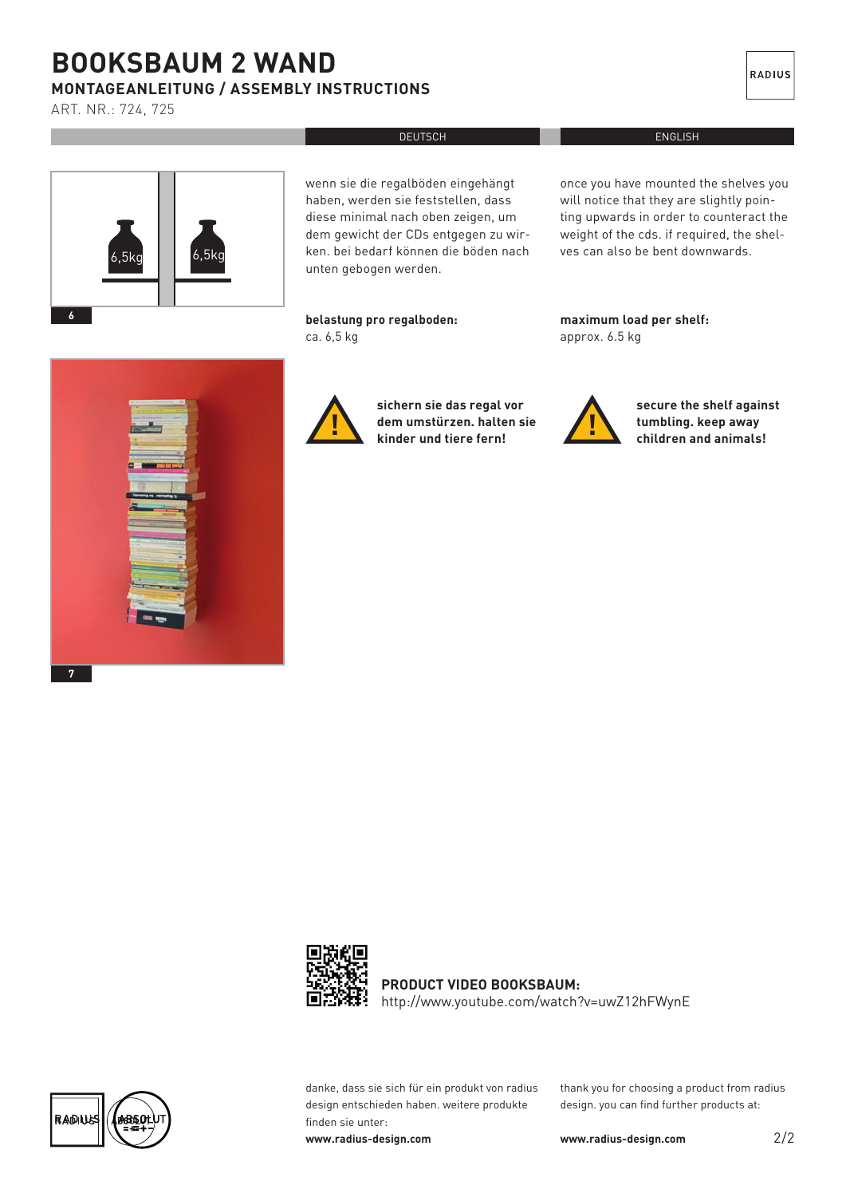# BOOKSBAUM 2 WAND

## MONTAGEANLEITUNG / ASSEMBLY INSTRUCTIONS

ART. NR.: 724, 725

DEUTSCH

6,5kg 6,5kg

6

wenn sie die regalböden eingehängt haben, werden sie feststellen, dass diese minimal nach oben zeigen, um dem gewicht der CDs entgegen zu wirken. bei bedarf können die böden nach unten gebogen werden.

**belastung pro regalboden:**
ca. 6,5 kg

**sichern sie das regal vor dem umstürzen. halten sie kinder und tiere fern!**

ENGLISH

once you have mounted the shelves you will notice that they are slightly pointing upwards in order to counteract the weight of the cds. if required, the shelves can also be bent downwards.

**maximum load per shelf:**
approx. 6.5 kg

**secure the shelf against tumbling. keep away children and animals!**

7

**PRODUCT VIDEO BOOKSBAUM:**
http://www.youtube.com/watch?v=uwZ12hFWynE

danke, dass sie sich für ein produkt von radius design entschieden haben. weitere produkte finden sie unter:
**www.radius-design.com**

thank you for choosing a product from radius design. you can find further products at:

**www.radius-design.com**